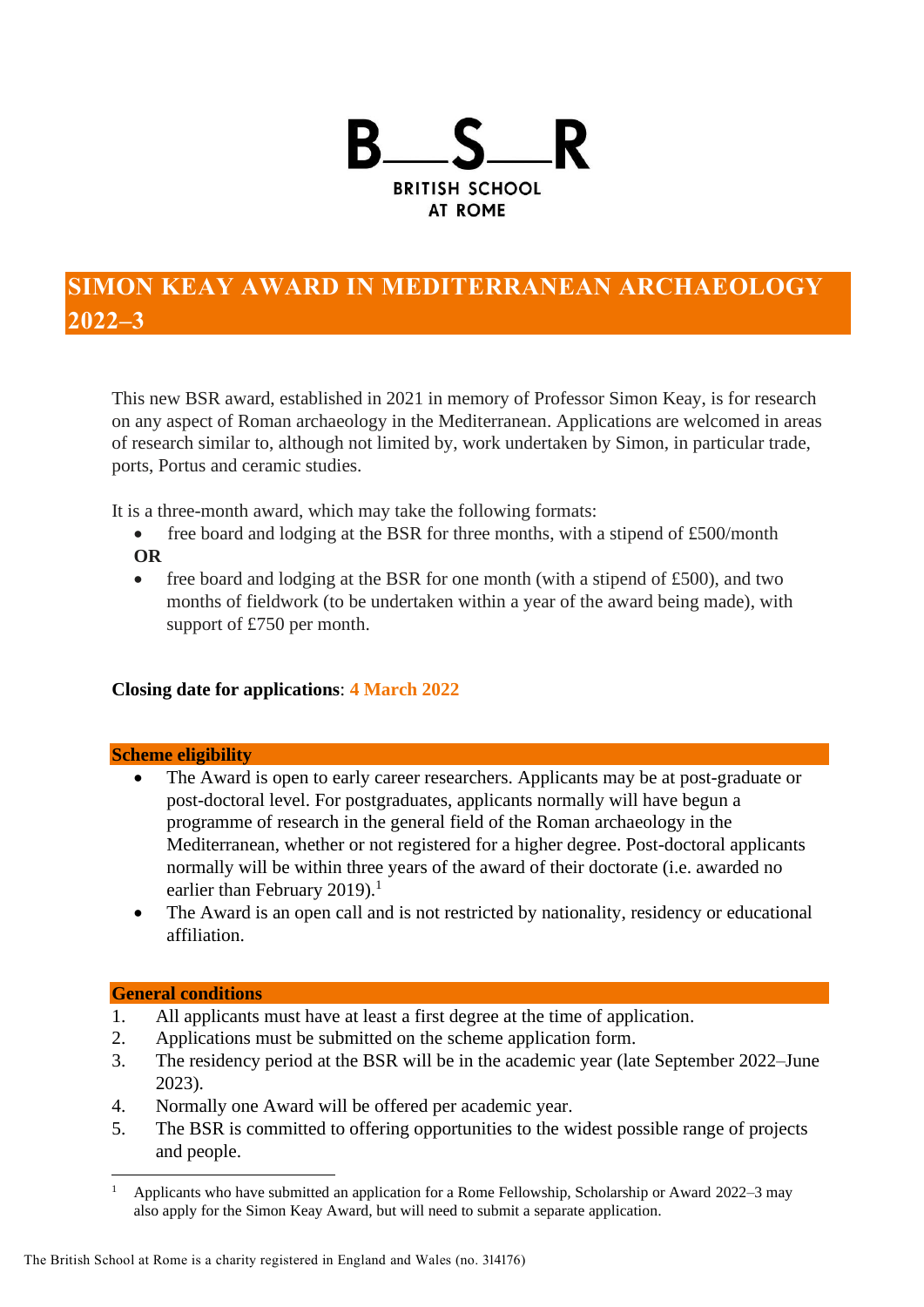B—S—R

BRITISH SCHOOL AT ROME

# SIMON KEAY AWARD IN MEDITERRANEAN ARCHAEOLOGY 2022–3

This new BSR award, established in 2021 in memory of Professor Simon Keay, is for research on any aspect of Roman archaeology in the Mediterranean. Applications are welcomed in areas of research similar to, although not limited by, work undertaken by Simon, in particular trade, ports, Portus and ceramic studies.

It is a three-month award, which may take the following formats:

- free board and lodging at the BSR for three months, with a stipend of £500/month

**OR**

- free board and lodging at the BSR for one month (with a stipend of £500), and two months of fieldwork (to be undertaken within a year of the award being made), with support of £750 per month.

**Closing date for applications**: **4 March 2022**

## Scheme eligibility

- The Award is open to early career researchers. Applicants may be at post-graduate or post-doctoral level. For postgraduates, applicants normally will have begun a programme of research in the general field of the Roman archaeology in the Mediterranean, whether or not registered for a higher degree. Post-doctoral applicants normally will be within three years of the award of their doctorate (i.e. awarded no earlier than February 2019).[1]
- The Award is an open call and is not restricted by nationality, residency or educational affiliation.

## General conditions

1. All applicants must have at least a first degree at the time of application.
2. Applications must be submitted on the scheme application form.
3. The residency period at the BSR will be in the academic year (late September 2022–June 2023).
4. Normally one Award will be offered per academic year.
5. The BSR is committed to offering opportunities to the widest possible range of projects and people.

[1] Applicants who have submitted an application for a Rome Fellowship, Scholarship or Award 2022–3 may also apply for the Simon Keay Award, but will need to submit a separate application.

The British School at Rome is a charity registered in England and Wales (no. 314176)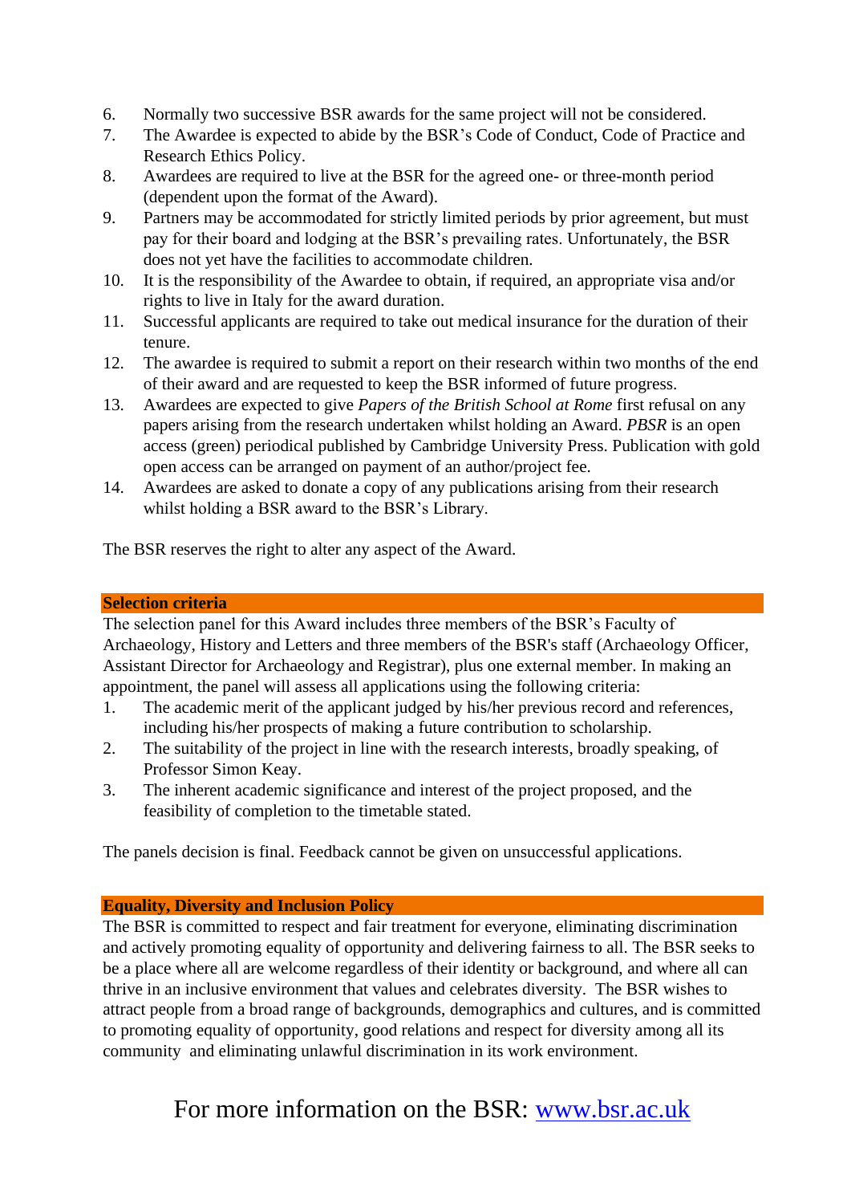6. Normally two successive BSR awards for the same project will not be considered.
7. The Awardee is expected to abide by the BSR's Code of Conduct, Code of Practice and Research Ethics Policy.
8. Awardees are required to live at the BSR for the agreed one- or three-month period (dependent upon the format of the Award).
9. Partners may be accommodated for strictly limited periods by prior agreement, but must pay for their board and lodging at the BSR's prevailing rates. Unfortunately, the BSR does not yet have the facilities to accommodate children.
10. It is the responsibility of the Awardee to obtain, if required, an appropriate visa and/or rights to live in Italy for the award duration.
11. Successful applicants are required to take out medical insurance for the duration of their tenure.
12. The awardee is required to submit a report on their research within two months of the end of their award and are requested to keep the BSR informed of future progress.
13. Awardees are expected to give *Papers of the British School at Rome* first refusal on any papers arising from the research undertaken whilst holding an Award. *PBSR* is an open access (green) periodical published by Cambridge University Press. Publication with gold open access can be arranged on payment of an author/project fee.
14. Awardees are asked to donate a copy of any publications arising from their research whilst holding a BSR award to the BSR's Library.

The BSR reserves the right to alter any aspect of the Award.

## Selection criteria

The selection panel for this Award includes three members of the BSR's Faculty of Archaeology, History and Letters and three members of the BSR's staff (Archaeology Officer, Assistant Director for Archaeology and Registrar), plus one external member. In making an appointment, the panel will assess all applications using the following criteria:

1. The academic merit of the applicant judged by his/her previous record and references, including his/her prospects of making a future contribution to scholarship.
2. The suitability of the project in line with the research interests, broadly speaking, of Professor Simon Keay.
3. The inherent academic significance and interest of the project proposed, and the feasibility of completion to the timetable stated.

The panels decision is final. Feedback cannot be given on unsuccessful applications.

## Equality, Diversity and Inclusion Policy

The BSR is committed to respect and fair treatment for everyone, eliminating discrimination and actively promoting equality of opportunity and delivering fairness to all. The BSR seeks to be a place where all are welcome regardless of their identity or background, and where all can thrive in an inclusive environment that values and celebrates diversity. The BSR wishes to attract people from a broad range of backgrounds, demographics and cultures, and is committed to promoting equality of opportunity, good relations and respect for diversity among all its community and eliminating unlawful discrimination in its work environment.

For more information on the BSR: [www.bsr.ac.uk](http://www.bsr.ac.uk)